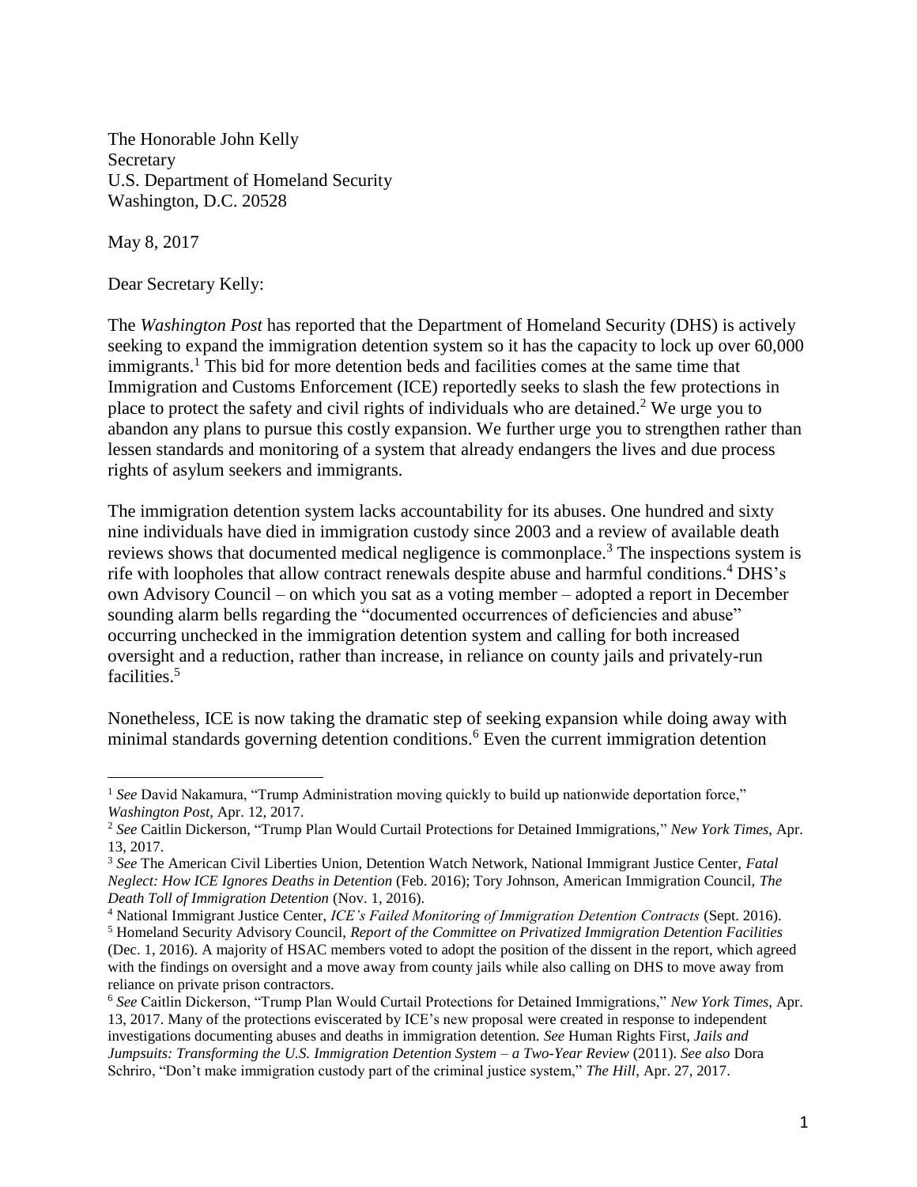The Honorable John Kelly
Secretary
U.S. Department of Homeland Security
Washington, D.C. 20528

May 8, 2017

Dear Secretary Kelly:

The *Washington Post* has reported that the Department of Homeland Security (DHS) is actively seeking to expand the immigration detention system so it has the capacity to lock up over 60,000 immigrants.[1] This bid for more detention beds and facilities comes at the same time that Immigration and Customs Enforcement (ICE) reportedly seeks to slash the few protections in place to protect the safety and civil rights of individuals who are detained.[2] We urge you to abandon any plans to pursue this costly expansion. We further urge you to strengthen rather than lessen standards and monitoring of a system that already endangers the lives and due process rights of asylum seekers and immigrants.

The immigration detention system lacks accountability for its abuses. One hundred and sixty nine individuals have died in immigration custody since 2003 and a review of available death reviews shows that documented medical negligence is commonplace.[3] The inspections system is rife with loopholes that allow contract renewals despite abuse and harmful conditions.[4] DHS's own Advisory Council – on which you sat as a voting member – adopted a report in December sounding alarm bells regarding the "documented occurrences of deficiencies and abuse" occurring unchecked in the immigration detention system and calling for both increased oversight and a reduction, rather than increase, in reliance on county jails and privately-run facilities.[5]

Nonetheless, ICE is now taking the dramatic step of seeking expansion while doing away with minimal standards governing detention conditions.[6] Even the current immigration detention

---

[1] *See* David Nakamura, "Trump Administration moving quickly to build up nationwide deportation force," *Washington Post*, Apr. 12, 2017.

[2] *See* Caitlin Dickerson, "Trump Plan Would Curtail Protections for Detained Immigrations," *New York Times*, Apr. 13, 2017.

[3] *See* The American Civil Liberties Union, Detention Watch Network, National Immigrant Justice Center, *Fatal Neglect: How ICE Ignores Deaths in Detention* (Feb. 2016); Tory Johnson, American Immigration Council, *The Death Toll of Immigration Detention* (Nov. 1, 2016).

[4] National Immigrant Justice Center, *ICE's Failed Monitoring of Immigration Detention Contracts* (Sept. 2016).

[5] Homeland Security Advisory Council, *Report of the Committee on Privatized Immigration Detention Facilities* (Dec. 1, 2016). A majority of HSAC members voted to adopt the position of the dissent in the report, which agreed with the findings on oversight and a move away from county jails while also calling on DHS to move away from reliance on private prison contractors.

[6] *See* Caitlin Dickerson, "Trump Plan Would Curtail Protections for Detained Immigrations," *New York Times*, Apr. 13, 2017. Many of the protections eviscerated by ICE's new proposal were created in response to independent investigations documenting abuses and deaths in immigration detention. *See* Human Rights First, *Jails and Jumpsuits: Transforming the U.S. Immigration Detention System – a Two-Year Review* (2011). *See also* Dora Schriro, "Don't make immigration custody part of the criminal justice system," *The Hill*, Apr. 27, 2017.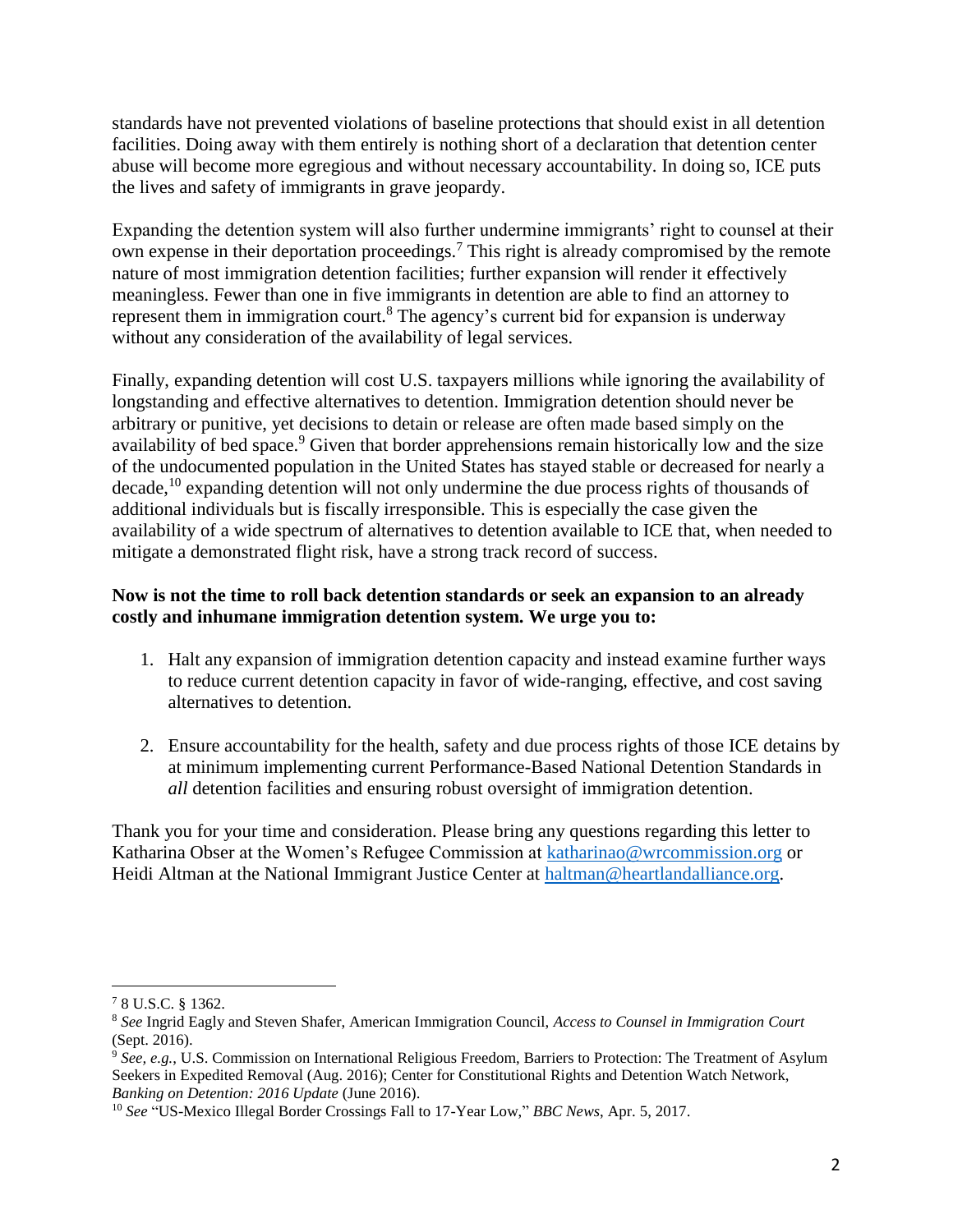standards have not prevented violations of baseline protections that should exist in all detention facilities. Doing away with them entirely is nothing short of a declaration that detention center abuse will become more egregious and without necessary accountability. In doing so, ICE puts the lives and safety of immigrants in grave jeopardy.

Expanding the detention system will also further undermine immigrants' right to counsel at their own expense in their deportation proceedings.[7] This right is already compromised by the remote nature of most immigration detention facilities; further expansion will render it effectively meaningless. Fewer than one in five immigrants in detention are able to find an attorney to represent them in immigration court.[8] The agency's current bid for expansion is underway without any consideration of the availability of legal services.

Finally, expanding detention will cost U.S. taxpayers millions while ignoring the availability of longstanding and effective alternatives to detention. Immigration detention should never be arbitrary or punitive, yet decisions to detain or release are often made based simply on the availability of bed space.[9] Given that border apprehensions remain historically low and the size of the undocumented population in the United States has stayed stable or decreased for nearly a decade,[10] expanding detention will not only undermine the due process rights of thousands of additional individuals but is fiscally irresponsible. This is especially the case given the availability of a wide spectrum of alternatives to detention available to ICE that, when needed to mitigate a demonstrated flight risk, have a strong track record of success.

**Now is not the time to roll back detention standards or seek an expansion to an already costly and inhumane immigration detention system. We urge you to:**

1. Halt any expansion of immigration detention capacity and instead examine further ways to reduce current detention capacity in favor of wide-ranging, effective, and cost saving alternatives to detention.

2. Ensure accountability for the health, safety and due process rights of those ICE detains by at minimum implementing current Performance-Based National Detention Standards in *all* detention facilities and ensuring robust oversight of immigration detention.

Thank you for your time and consideration. Please bring any questions regarding this letter to Katharina Obser at the Women's Refugee Commission at katharinao@wrcommission.org or Heidi Altman at the National Immigrant Justice Center at haltman@heartlandalliance.org.

---

[7] 8 U.S.C. § 1362.

[8] *See* Ingrid Eagly and Steven Shafer, American Immigration Council, *Access to Counsel in Immigration Court* (Sept. 2016).

[9] *See, e.g.*, U.S. Commission on International Religious Freedom, Barriers to Protection: The Treatment of Asylum Seekers in Expedited Removal (Aug. 2016); Center for Constitutional Rights and Detention Watch Network, *Banking on Detention: 2016 Update* (June 2016).

[10] *See* "US-Mexico Illegal Border Crossings Fall to 17-Year Low," *BBC News*, Apr. 5, 2017.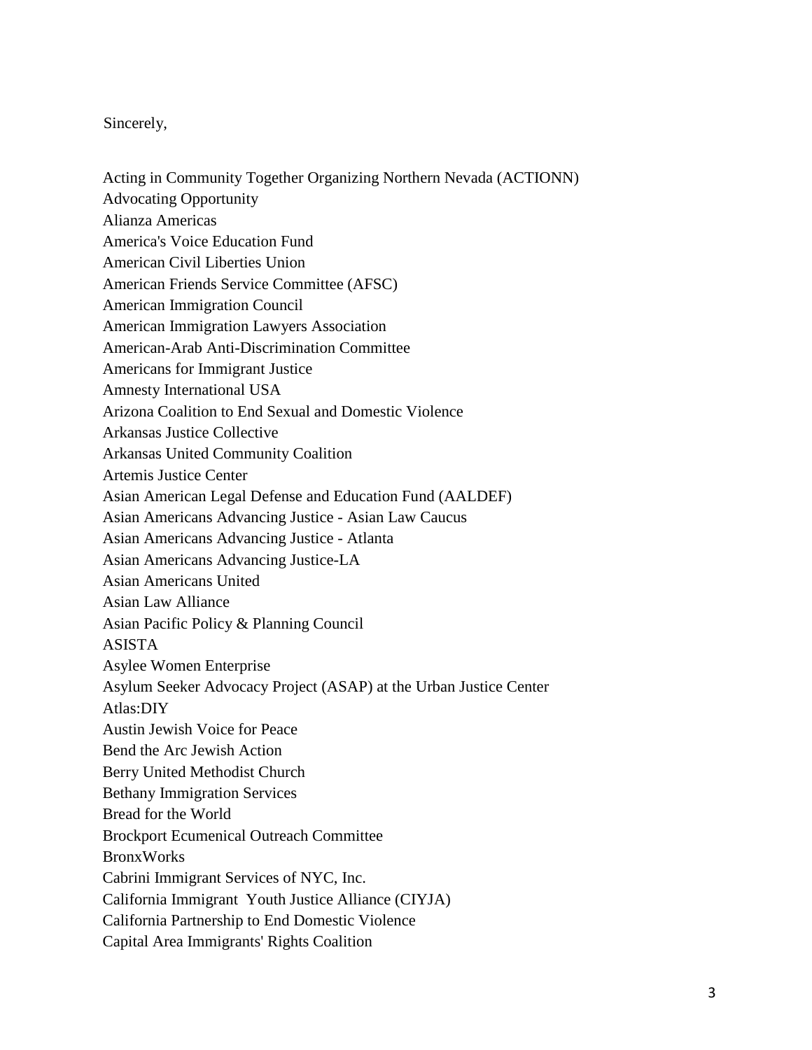Sincerely,

Acting in Community Together Organizing Northern Nevada (ACTIONN)
Advocating Opportunity
Alianza Americas
America's Voice Education Fund
American Civil Liberties Union
American Friends Service Committee (AFSC)
American Immigration Council
American Immigration Lawyers Association
American-Arab Anti-Discrimination Committee
Americans for Immigrant Justice
Amnesty International USA
Arizona Coalition to End Sexual and Domestic Violence
Arkansas Justice Collective
Arkansas United Community Coalition
Artemis Justice Center
Asian American Legal Defense and Education Fund (AALDEF)
Asian Americans Advancing Justice - Asian Law Caucus
Asian Americans Advancing Justice - Atlanta
Asian Americans Advancing Justice-LA
Asian Americans United
Asian Law Alliance
Asian Pacific Policy & Planning Council
ASISTA
Asylee Women Enterprise
Asylum Seeker Advocacy Project (ASAP) at the Urban Justice Center
Atlas:DIY
Austin Jewish Voice for Peace
Bend the Arc Jewish Action
Berry United Methodist Church
Bethany Immigration Services
Bread for the World
Brockport Ecumenical Outreach Committee
BronxWorks
Cabrini Immigrant Services of NYC, Inc.
California Immigrant Youth Justice Alliance (CIYJA)
California Partnership to End Domestic Violence
Capital Area Immigrants' Rights Coalition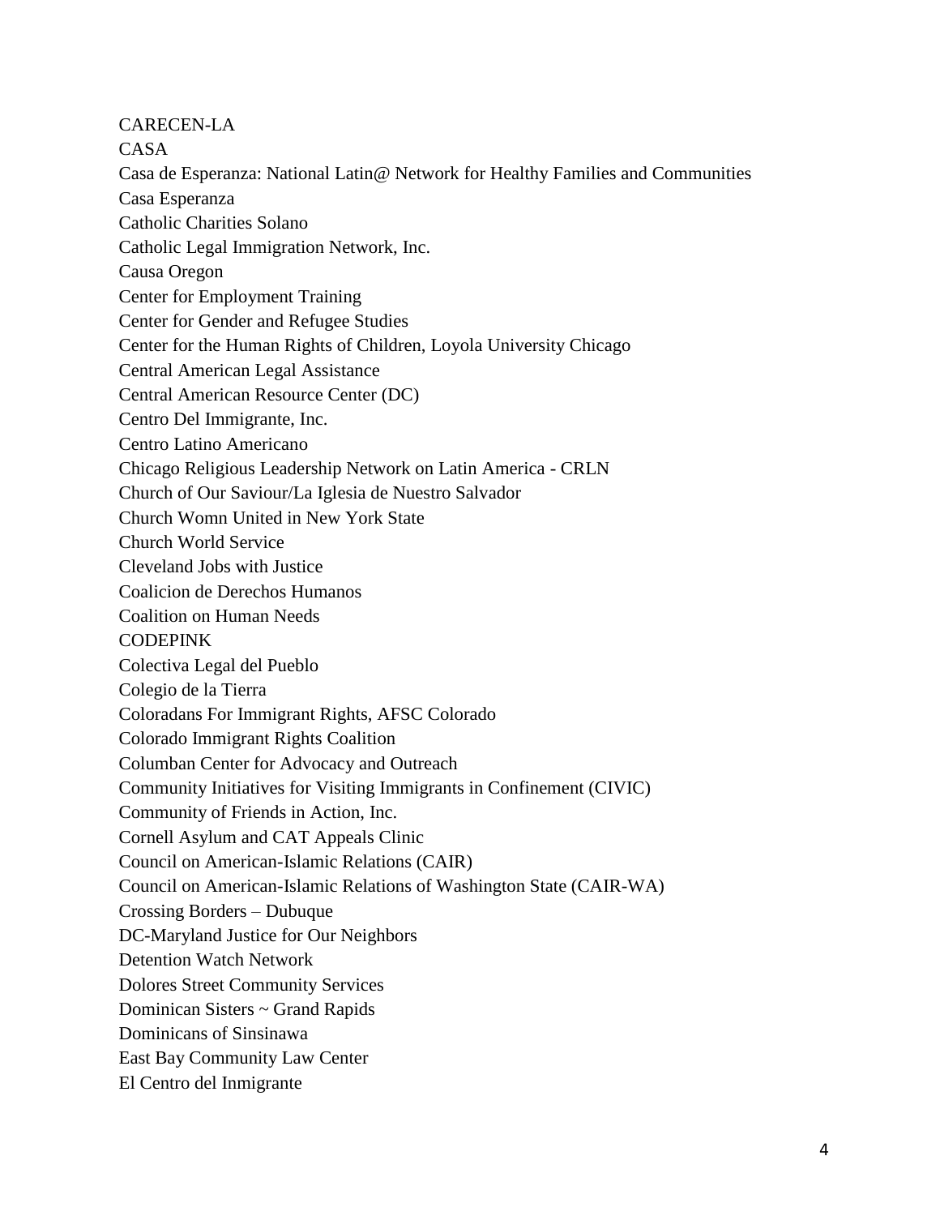CARECEN-LA
CASA
Casa de Esperanza: National Latin@ Network for Healthy Families and Communities
Casa Esperanza
Catholic Charities Solano
Catholic Legal Immigration Network, Inc.
Causa Oregon
Center for Employment Training
Center for Gender and Refugee Studies
Center for the Human Rights of Children, Loyola University Chicago
Central American Legal Assistance
Central American Resource Center (DC)
Centro Del Immigrante, Inc.
Centro Latino Americano
Chicago Religious Leadership Network on Latin America - CRLN
Church of Our Saviour/La Iglesia de Nuestro Salvador
Church Womn United in New York State
Church World Service
Cleveland Jobs with Justice
Coalicion de Derechos Humanos
Coalition on Human Needs
CODEPINK
Colectiva Legal del Pueblo
Colegio de la Tierra
Coloradans For Immigrant Rights, AFSC Colorado
Colorado Immigrant Rights Coalition
Columban Center for Advocacy and Outreach
Community Initiatives for Visiting Immigrants in Confinement (CIVIC)
Community of Friends in Action, Inc.
Cornell Asylum and CAT Appeals Clinic
Council on American-Islamic Relations (CAIR)
Council on American-Islamic Relations of Washington State (CAIR-WA)
Crossing Borders – Dubuque
DC-Maryland Justice for Our Neighbors
Detention Watch Network
Dolores Street Community Services
Dominican Sisters ~ Grand Rapids
Dominicans of Sinsinawa
East Bay Community Law Center
El Centro del Inmigrante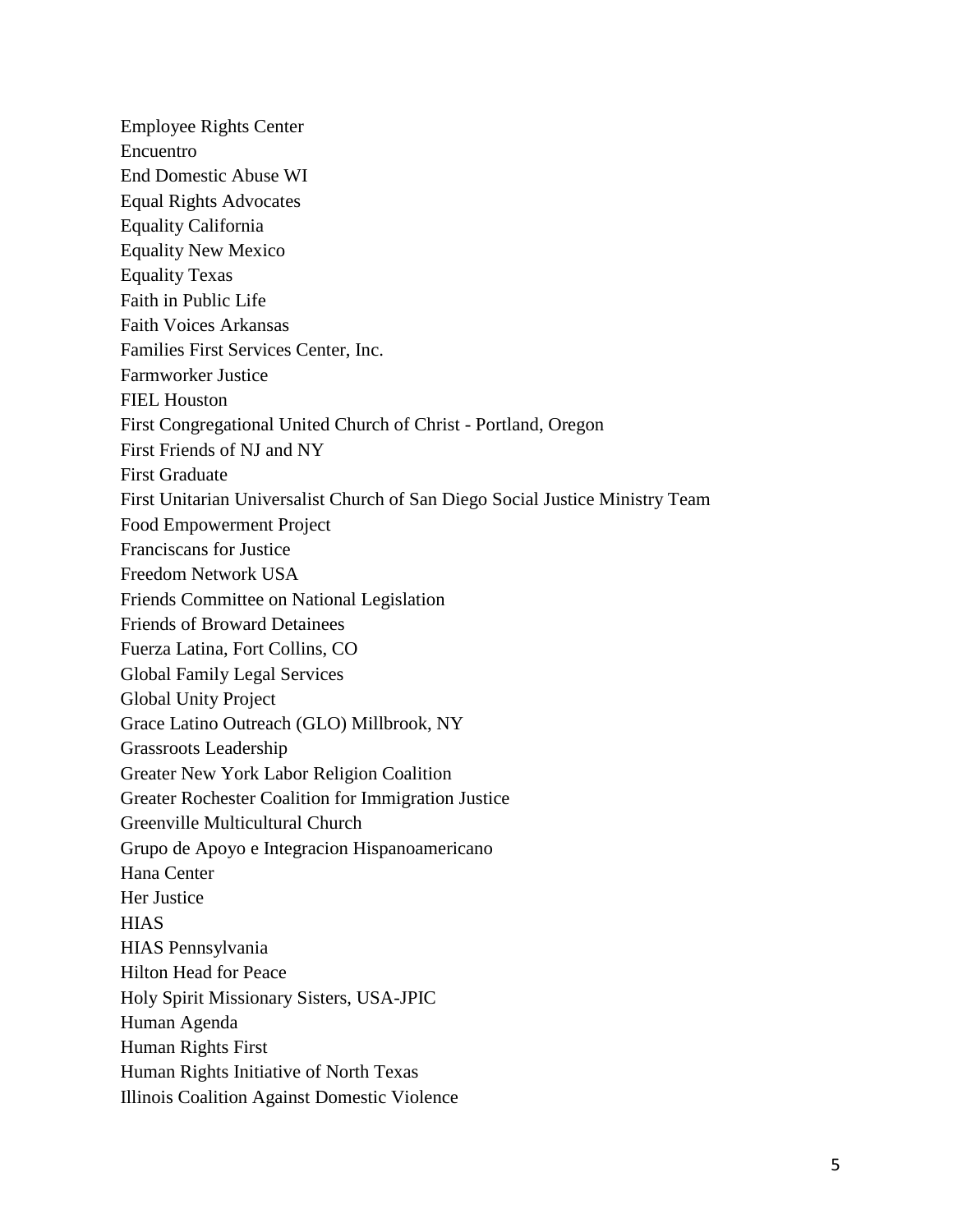Employee Rights Center
Encuentro
End Domestic Abuse WI
Equal Rights Advocates
Equality California
Equality New Mexico
Equality Texas
Faith in Public Life
Faith Voices Arkansas
Families First Services Center, Inc.
Farmworker Justice
FIEL Houston
First Congregational United Church of Christ - Portland, Oregon
First Friends of NJ and NY
First Graduate
First Unitarian Universalist Church of San Diego Social Justice Ministry Team
Food Empowerment Project
Franciscans for Justice
Freedom Network USA
Friends Committee on National Legislation
Friends of Broward Detainees
Fuerza Latina, Fort Collins, CO
Global Family Legal Services
Global Unity Project
Grace Latino Outreach (GLO) Millbrook, NY
Grassroots Leadership
Greater New York Labor Religion Coalition
Greater Rochester Coalition for Immigration Justice
Greenville Multicultural Church
Grupo de Apoyo e Integracion Hispanoamericano
Hana Center
Her Justice
HIAS
HIAS Pennsylvania
Hilton Head for Peace
Holy Spirit Missionary Sisters, USA-JPIC
Human Agenda
Human Rights First
Human Rights Initiative of North Texas
Illinois Coalition Against Domestic Violence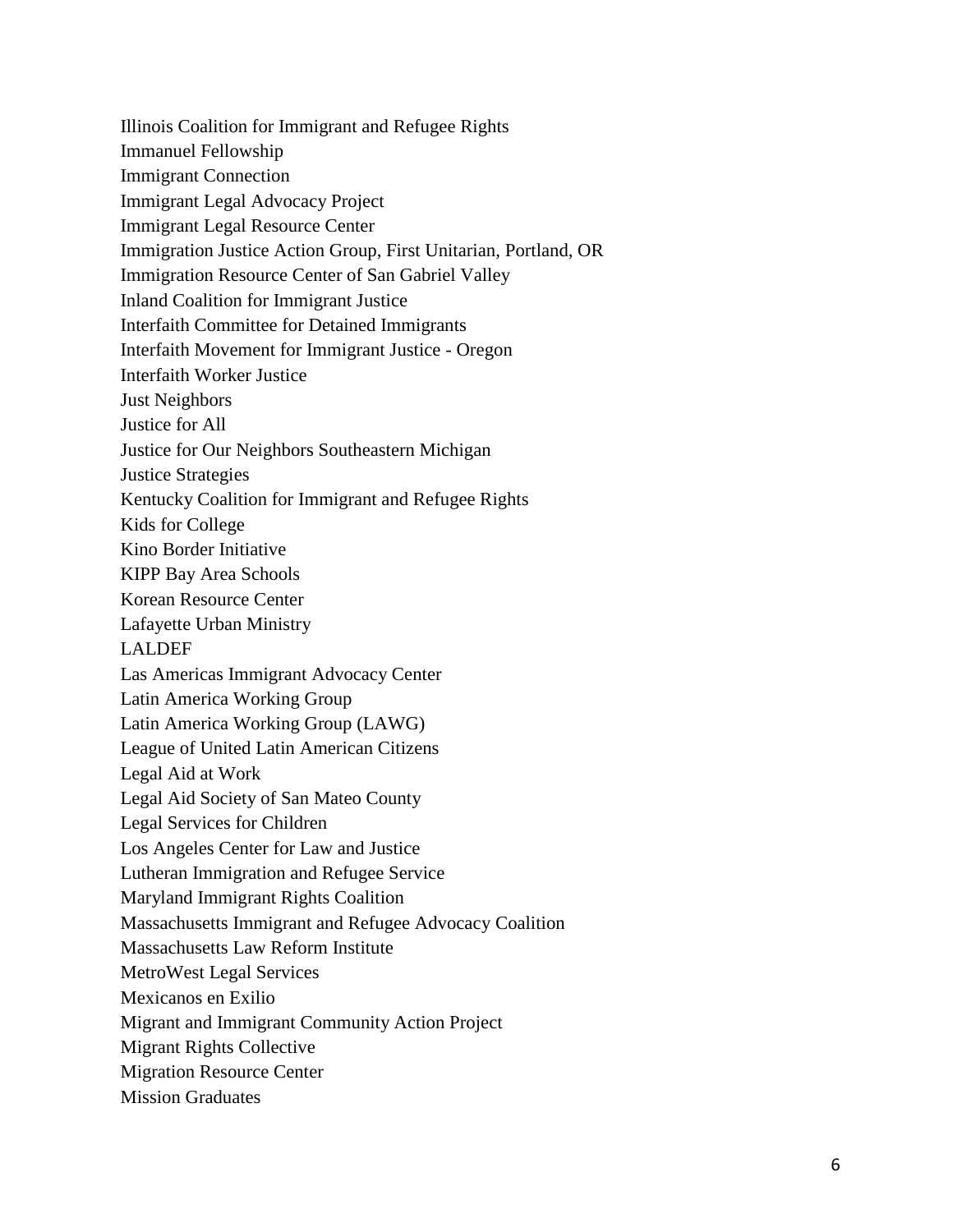Illinois Coalition for Immigrant and Refugee Rights
Immanuel Fellowship
Immigrant Connection
Immigrant Legal Advocacy Project
Immigrant Legal Resource Center
Immigration Justice Action Group, First Unitarian, Portland, OR
Immigration Resource Center of San Gabriel Valley
Inland Coalition for Immigrant Justice
Interfaith Committee for Detained Immigrants
Interfaith Movement for Immigrant Justice - Oregon
Interfaith Worker Justice
Just Neighbors
Justice for All
Justice for Our Neighbors Southeastern Michigan
Justice Strategies
Kentucky Coalition for Immigrant and Refugee Rights
Kids for College
Kino Border Initiative
KIPP Bay Area Schools
Korean Resource Center
Lafayette Urban Ministry
LALDEF
Las Americas Immigrant Advocacy Center
Latin America Working Group
Latin America Working Group (LAWG)
League of United Latin American Citizens
Legal Aid at Work
Legal Aid Society of San Mateo County
Legal Services for Children
Los Angeles Center for Law and Justice
Lutheran Immigration and Refugee Service
Maryland Immigrant Rights Coalition
Massachusetts Immigrant and Refugee Advocacy Coalition
Massachusetts Law Reform Institute
MetroWest Legal Services
Mexicanos en Exilio
Migrant and Immigrant Community Action Project
Migrant Rights Collective
Migration Resource Center
Mission Graduates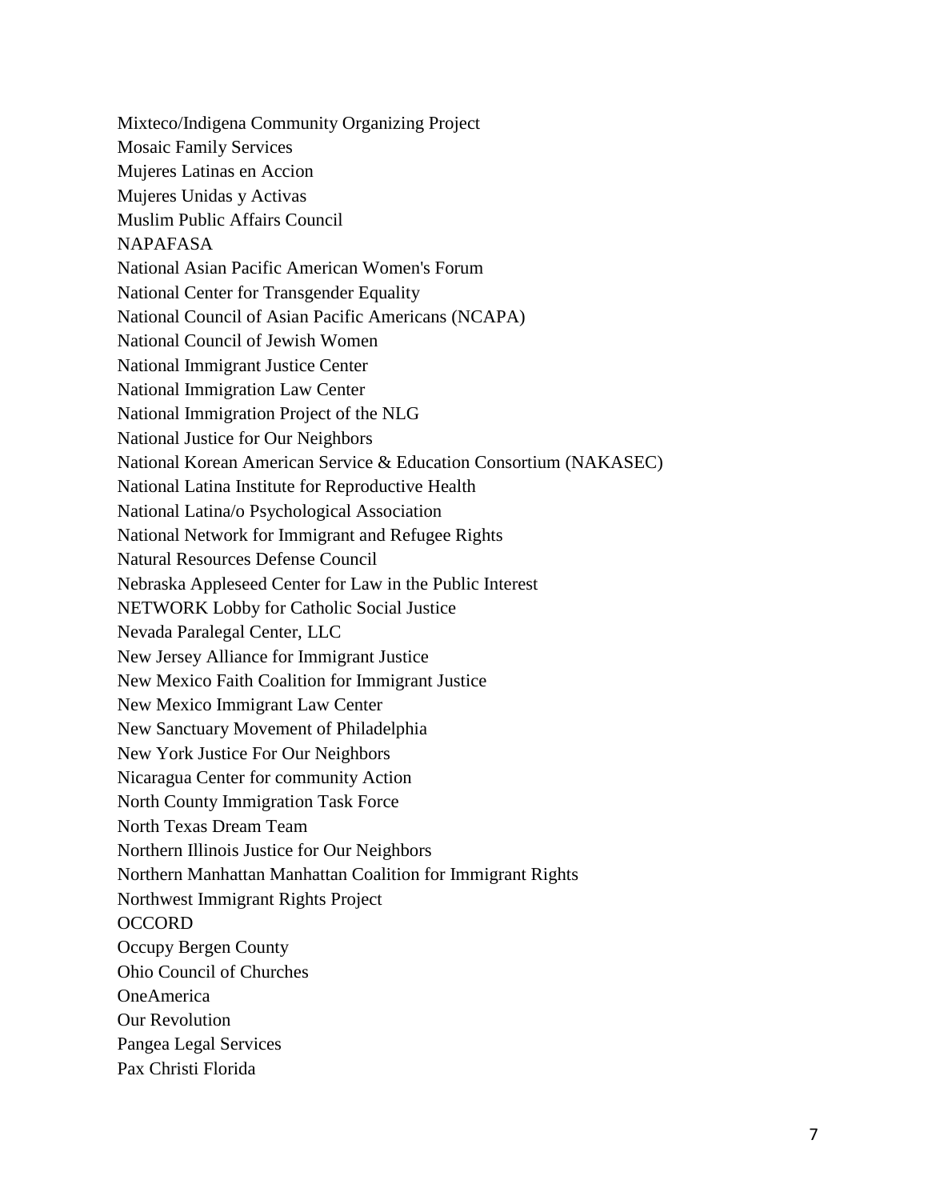Mixteco/Indigena Community Organizing Project
Mosaic Family Services
Mujeres Latinas en Accion
Mujeres Unidas y Activas
Muslim Public Affairs Council
NAPAFASA
National Asian Pacific American Women's Forum
National Center for Transgender Equality
National Council of Asian Pacific Americans (NCAPA)
National Council of Jewish Women
National Immigrant Justice Center
National Immigration Law Center
National Immigration Project of the NLG
National Justice for Our Neighbors
National Korean American Service & Education Consortium (NAKASEC)
National Latina Institute for Reproductive Health
National Latina/o Psychological Association
National Network for Immigrant and Refugee Rights
Natural Resources Defense Council
Nebraska Appleseed Center for Law in the Public Interest
NETWORK Lobby for Catholic Social Justice
Nevada Paralegal Center, LLC
New Jersey Alliance for Immigrant Justice
New Mexico Faith Coalition for Immigrant Justice
New Mexico Immigrant Law Center
New Sanctuary Movement of Philadelphia
New York Justice For Our Neighbors
Nicaragua Center for community Action
North County Immigration Task Force
North Texas Dream Team
Northern Illinois Justice for Our Neighbors
Northern Manhattan Manhattan Coalition for Immigrant Rights
Northwest Immigrant Rights Project
OCCORD
Occupy Bergen County
Ohio Council of Churches
OneAmerica
Our Revolution
Pangea Legal Services
Pax Christi Florida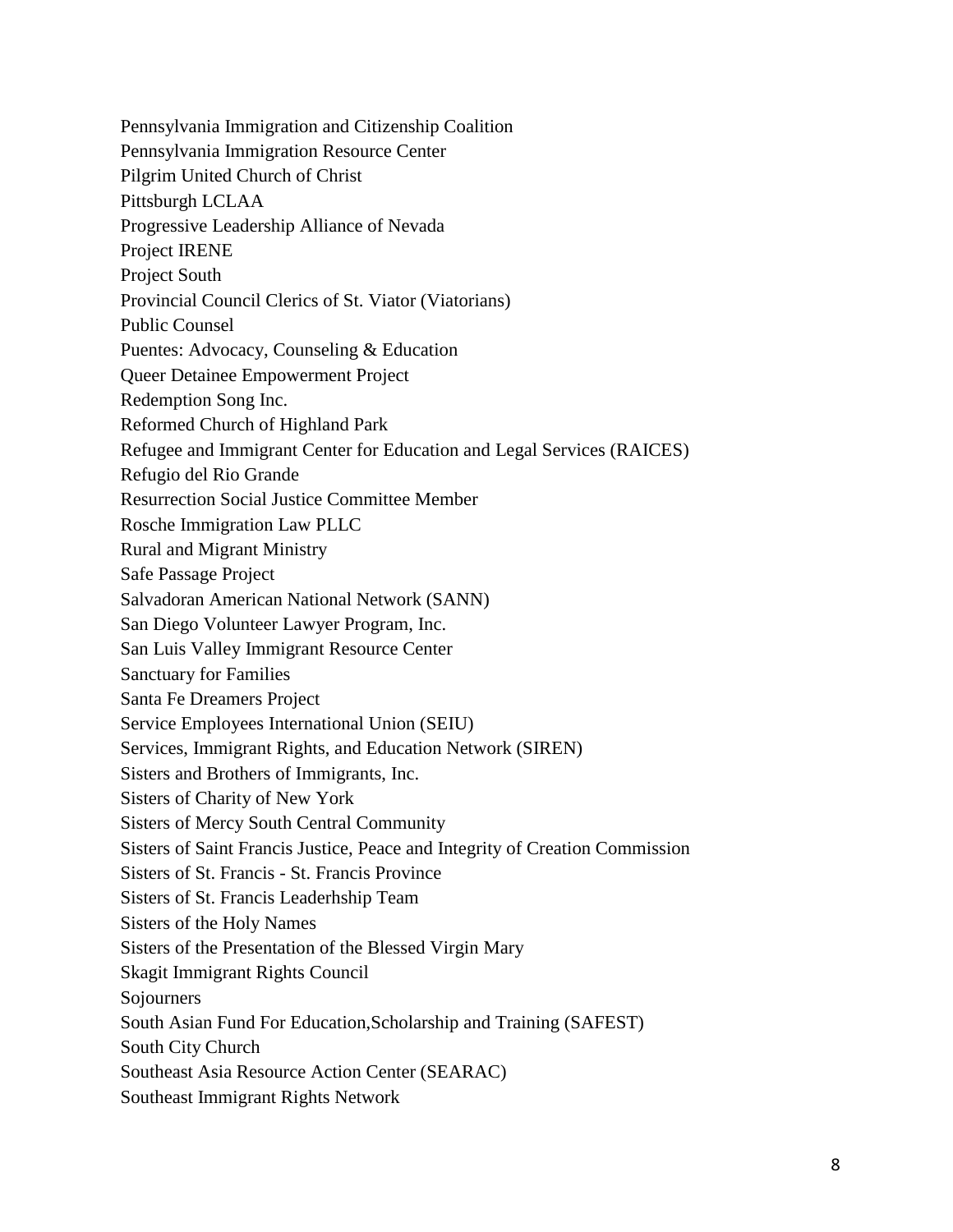Pennsylvania Immigration and Citizenship Coalition
Pennsylvania Immigration Resource Center
Pilgrim United Church of Christ
Pittsburgh LCLAA
Progressive Leadership Alliance of Nevada
Project IRENE
Project South
Provincial Council Clerics of St. Viator (Viatorians)
Public Counsel
Puentes: Advocacy, Counseling & Education
Queer Detainee Empowerment Project
Redemption Song Inc.
Reformed Church of Highland Park
Refugee and Immigrant Center for Education and Legal Services (RAICES)
Refugio del Rio Grande
Resurrection Social Justice Committee Member
Rosche Immigration Law PLLC
Rural and Migrant Ministry
Safe Passage Project
Salvadoran American National Network (SANN)
San Diego Volunteer Lawyer Program, Inc.
San Luis Valley Immigrant Resource Center
Sanctuary for Families
Santa Fe Dreamers Project
Service Employees International Union (SEIU)
Services, Immigrant Rights, and Education Network (SIREN)
Sisters and Brothers of Immigrants, Inc.
Sisters of Charity of New York
Sisters of Mercy South Central Community
Sisters of Saint Francis Justice, Peace and Integrity of Creation Commission
Sisters of St. Francis - St. Francis Province
Sisters of St. Francis Leaderhship Team
Sisters of the Holy Names
Sisters of the Presentation of the Blessed Virgin Mary
Skagit Immigrant Rights Council
Sojourners
South Asian Fund For Education,Scholarship and Training (SAFEST)
South City Church
Southeast Asia Resource Action Center (SEARAC)
Southeast Immigrant Rights Network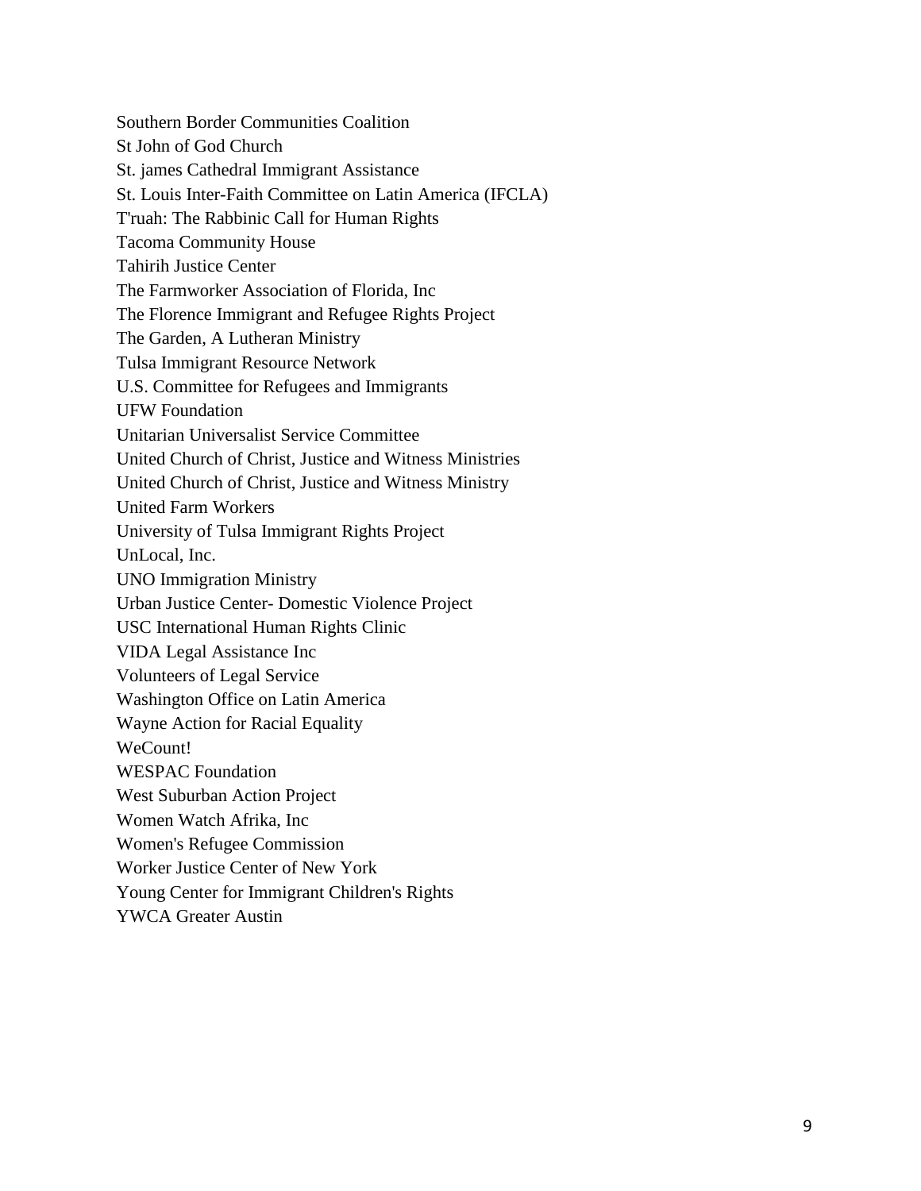Southern Border Communities Coalition
St John of God Church
St. james Cathedral Immigrant Assistance
St. Louis Inter-Faith Committee on Latin America (IFCLA)
T'ruah: The Rabbinic Call for Human Rights
Tacoma Community House
Tahirih Justice Center
The Farmworker Association of Florida, Inc
The Florence Immigrant and Refugee Rights Project
The Garden, A Lutheran Ministry
Tulsa Immigrant Resource Network
U.S. Committee for Refugees and Immigrants
UFW Foundation
Unitarian Universalist Service Committee
United Church of Christ, Justice and Witness Ministries
United Church of Christ, Justice and Witness Ministry
United Farm Workers
University of Tulsa Immigrant Rights Project
UnLocal, Inc.
UNO Immigration Ministry
Urban Justice Center- Domestic Violence Project
USC International Human Rights Clinic
VIDA Legal Assistance Inc
Volunteers of Legal Service
Washington Office on Latin America
Wayne Action for Racial Equality
WeCount!
WESPAC Foundation
West Suburban Action Project
Women Watch Afrika, Inc
Women's Refugee Commission
Worker Justice Center of New York
Young Center for Immigrant Children's Rights
YWCA Greater Austin